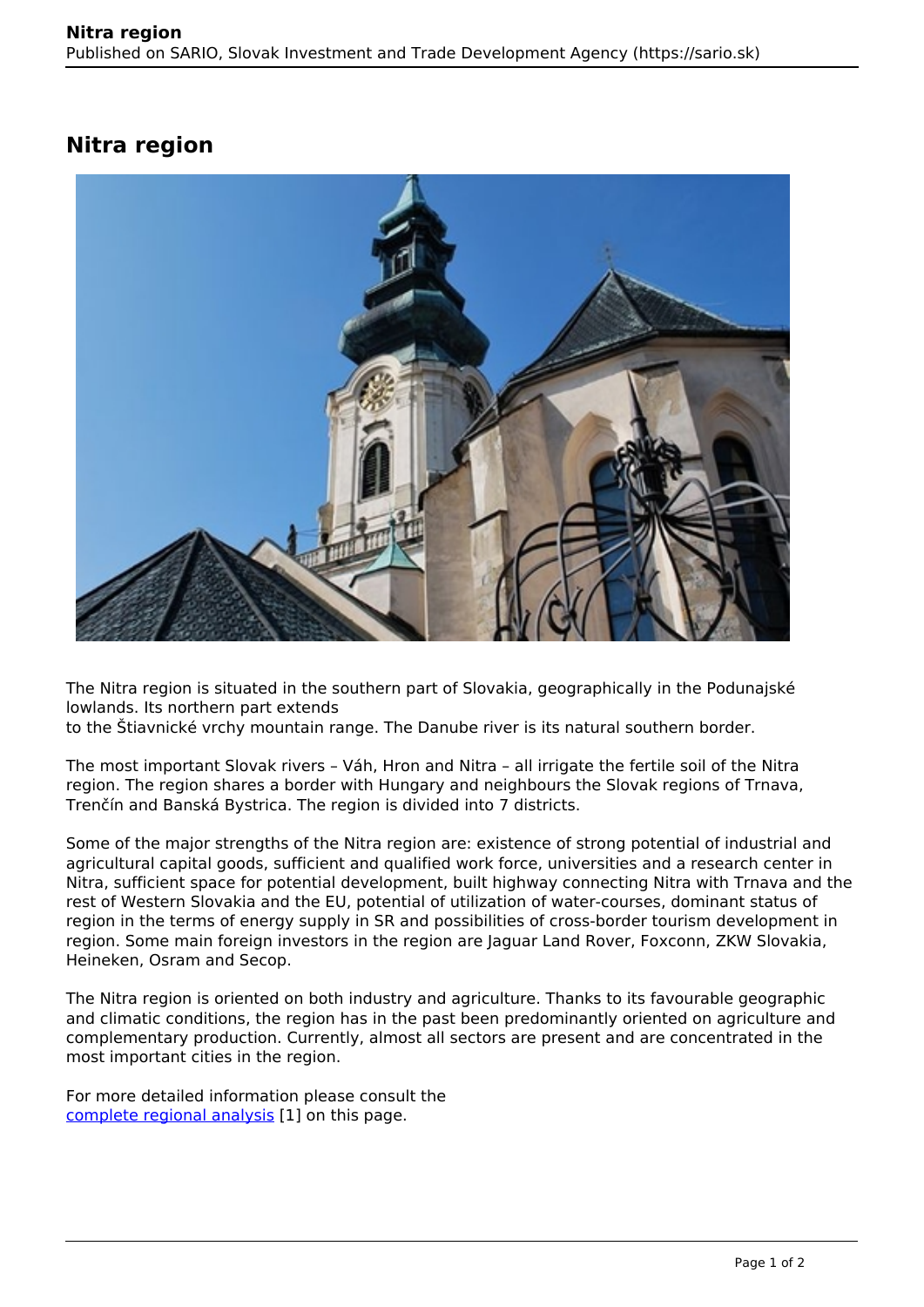# Nitra region

The Nitra region is situated in the southern part of Slovakia, geographically in the Podunajské lowlands. Its northern part extends to the Štiavnické vrchy mountain range. The Danube river is its natural southern border.

The most important Slovak rivers – Váh, Hron and Nitra – all irrigate the fertile soil of the Nitra region. The region shares a border with Hungary and neighbours the Slovak regions of Trnava, Trenčín and Banská Bystrica. The region is divided into 7 districts.

Some of the major strengths of the Nitra region are: existence of strong potential of industrial and agricultural capital goods, sufficient and qualified work force, universities and a research center in Nitra, sufficient space for potential development, built highway connecting Nitra with Trnava and the rest of Western Slovakia and the EU, potential of utilization of water-courses, dominant status of region in the terms of energy supply in SR and possibilities of cross-border tourism development in region. Some main foreign investors in the region are Jaguar Land Rover, Foxconn, ZKW Slovakia, Heineken, Osram and Secop.

The Nitra region is oriented on both industry and agriculture. Thanks to its favourable geographic and climatic conditions, the region has in the past been predominantly oriented on agriculture and complementary production. Currently, almost all sectors are present and are concentrated in the most important cities in the region.

For more detailed information please consult the complete regional analysis [1] on this page.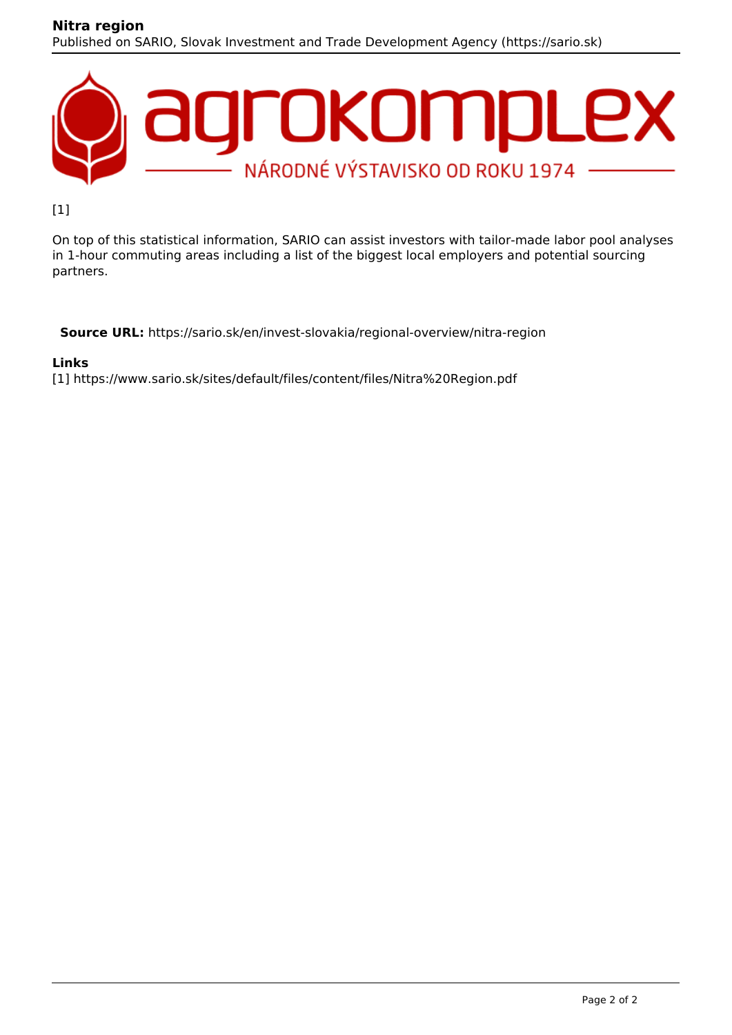[1]

On top of this statistical information, SARIO can assist investors with tailor-made labor pool analyses in 1-hour commuting areas including a list of the biggest local employers and potential sourcing partners.

**Source URL:** https://sario.sk/en/invest-slovakia/regional-overview/nitra-region

**Links**
[1] https://www.sario.sk/sites/default/files/content/files/Nitra%20Region.pdf